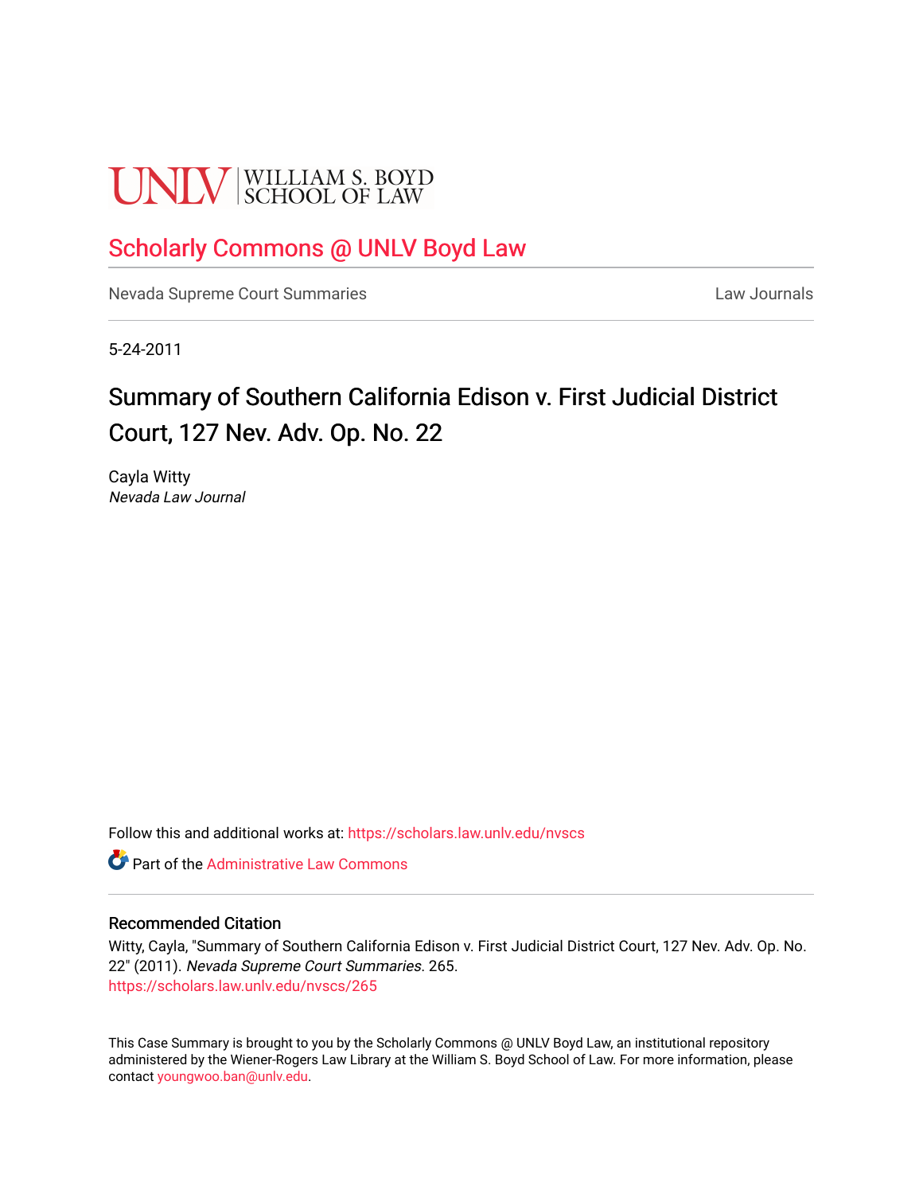UNLV | WILLIAM S. BOYD SCHOOL OF LAW

# Scholarly Commons @ UNLV Boyd Law

Nevada Supreme Court Summaries | Law Journals

5-24-2011

## Summary of Southern California Edison v. First Judicial District Court, 127 Nev. Adv. Op. No. 22

Cayla Witty
*Nevada Law Journal*

Follow this and additional works at: https://scholars.law.unlv.edu/nvscs

Part of the Administrative Law Commons

### Recommended Citation

Witty, Cayla, "Summary of Southern California Edison v. First Judicial District Court, 127 Nev. Adv. Op. No. 22" (2011). *Nevada Supreme Court Summaries*. 265.
https://scholars.law.unlv.edu/nvscs/265

This Case Summary is brought to you by the Scholarly Commons @ UNLV Boyd Law, an institutional repository administered by the Wiener-Rogers Law Library at the William S. Boyd School of Law. For more information, please contact youngwoo.ban@unlv.edu.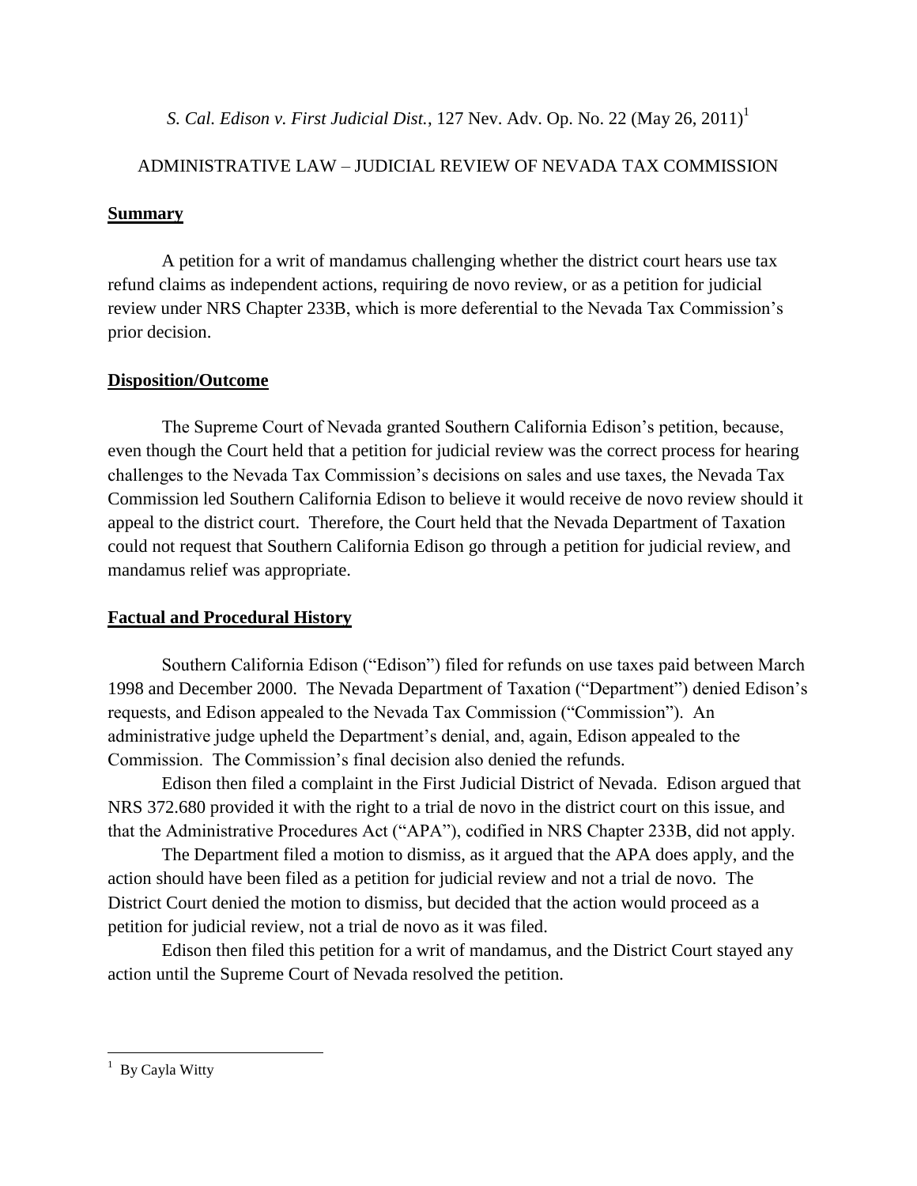*S. Cal. Edison v. First Judicial Dist.*, 127 Nev. Adv. Op. No. 22 (May 26, 2011)[1]

ADMINISTRATIVE LAW – JUDICIAL REVIEW OF NEVADA TAX COMMISSION

**Summary**

A petition for a writ of mandamus challenging whether the district court hears use tax refund claims as independent actions, requiring de novo review, or as a petition for judicial review under NRS Chapter 233B, which is more deferential to the Nevada Tax Commission's prior decision.

**Disposition/Outcome**

The Supreme Court of Nevada granted Southern California Edison's petition, because, even though the Court held that a petition for judicial review was the correct process for hearing challenges to the Nevada Tax Commission's decisions on sales and use taxes, the Nevada Tax Commission led Southern California Edison to believe it would receive de novo review should it appeal to the district court. Therefore, the Court held that the Nevada Department of Taxation could not request that Southern California Edison go through a petition for judicial review, and mandamus relief was appropriate.

**Factual and Procedural History**

Southern California Edison ("Edison") filed for refunds on use taxes paid between March 1998 and December 2000. The Nevada Department of Taxation ("Department") denied Edison's requests, and Edison appealed to the Nevada Tax Commission ("Commission"). An administrative judge upheld the Department's denial, and, again, Edison appealed to the Commission. The Commission's final decision also denied the refunds.

Edison then filed a complaint in the First Judicial District of Nevada. Edison argued that NRS 372.680 provided it with the right to a trial de novo in the district court on this issue, and that the Administrative Procedures Act ("APA"), codified in NRS Chapter 233B, did not apply.

The Department filed a motion to dismiss, as it argued that the APA does apply, and the action should have been filed as a petition for judicial review and not a trial de novo. The District Court denied the motion to dismiss, but decided that the action would proceed as a petition for judicial review, not a trial de novo as it was filed.

Edison then filed this petition for a writ of mandamus, and the District Court stayed any action until the Supreme Court of Nevada resolved the petition.

---

[1] By Cayla Witty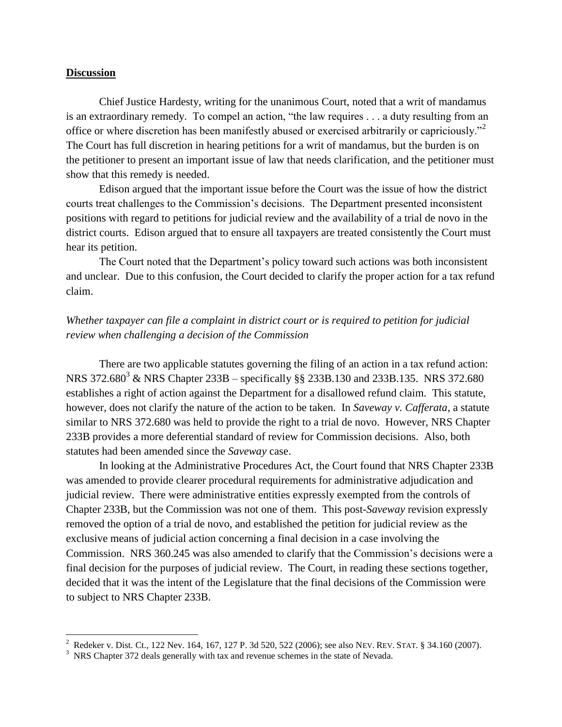## **Discussion**

Chief Justice Hardesty, writing for the unanimous Court, noted that a writ of mandamus is an extraordinary remedy. To compel an action, "the law requires . . . a duty resulting from an office or where discretion has been manifestly abused or exercised arbitrarily or capriciously."[2] The Court has full discretion in hearing petitions for a writ of mandamus, but the burden is on the petitioner to present an important issue of law that needs clarification, and the petitioner must show that this remedy is needed.

Edison argued that the important issue before the Court was the issue of how the district courts treat challenges to the Commission's decisions. The Department presented inconsistent positions with regard to petitions for judicial review and the availability of a trial de novo in the district courts. Edison argued that to ensure all taxpayers are treated consistently the Court must hear its petition.

The Court noted that the Department's policy toward such actions was both inconsistent and unclear. Due to this confusion, the Court decided to clarify the proper action for a tax refund claim.

*Whether taxpayer can file a complaint in district court or is required to petition for judicial review when challenging a decision of the Commission*

There are two applicable statutes governing the filing of an action in a tax refund action: NRS 372.680[3] & NRS Chapter 233B – specifically §§ 233B.130 and 233B.135. NRS 372.680 establishes a right of action against the Department for a disallowed refund claim. This statute, however, does not clarify the nature of the action to be taken. In *Saveway v. Cafferata*, a statute similar to NRS 372.680 was held to provide the right to a trial de novo. However, NRS Chapter 233B provides a more deferential standard of review for Commission decisions. Also, both statutes had been amended since the *Saveway* case.

In looking at the Administrative Procedures Act, the Court found that NRS Chapter 233B was amended to provide clearer procedural requirements for administrative adjudication and judicial review. There were administrative entities expressly exempted from the controls of Chapter 233B, but the Commission was not one of them. This post-*Saveway* revision expressly removed the option of a trial de novo, and established the petition for judicial review as the exclusive means of judicial action concerning a final decision in a case involving the Commission. NRS 360.245 was also amended to clarify that the Commission's decisions were a final decision for the purposes of judicial review. The Court, in reading these sections together, decided that it was the intent of the Legislature that the final decisions of the Commission were to subject to NRS Chapter 233B.

---

[2] Redeker v. Dist. Ct., 122 Nev. 164, 167, 127 P. 3d 520, 522 (2006); see also NEV. REV. STAT. § 34.160 (2007).

[3] NRS Chapter 372 deals generally with tax and revenue schemes in the state of Nevada.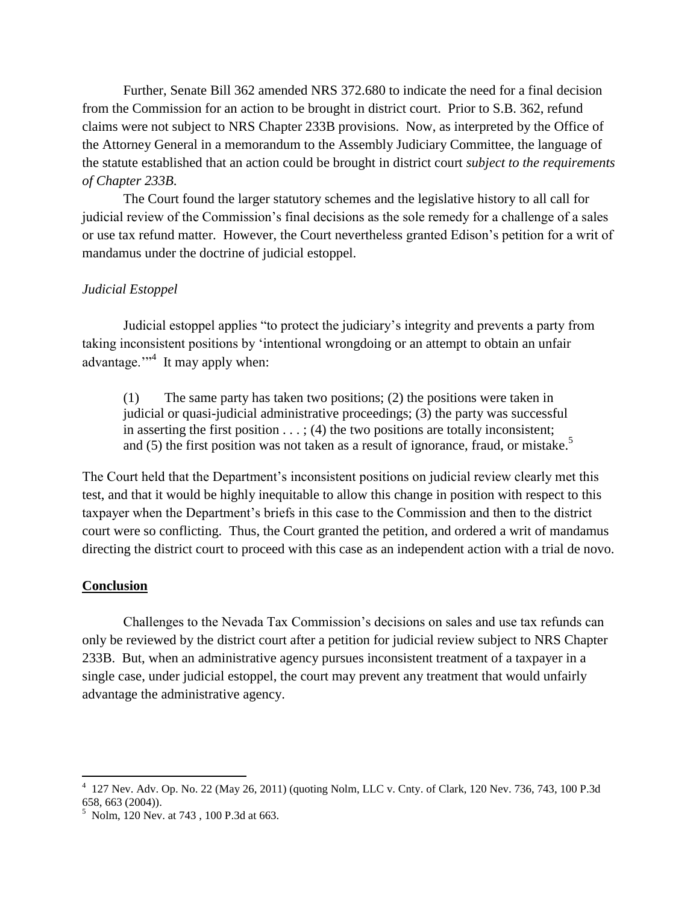Further, Senate Bill 362 amended NRS 372.680 to indicate the need for a final decision from the Commission for an action to be brought in district court. Prior to S.B. 362, refund claims were not subject to NRS Chapter 233B provisions. Now, as interpreted by the Office of the Attorney General in a memorandum to the Assembly Judiciary Committee, the language of the statute established that an action could be brought in district court *subject to the requirements of Chapter 233B.*

The Court found the larger statutory schemes and the legislative history to all call for judicial review of the Commission's final decisions as the sole remedy for a challenge of a sales or use tax refund matter. However, the Court nevertheless granted Edison's petition for a writ of mandamus under the doctrine of judicial estoppel.

*Judicial Estoppel*

Judicial estoppel applies "to protect the judiciary's integrity and prevents a party from taking inconsistent positions by 'intentional wrongdoing or an attempt to obtain an unfair advantage.'"[4] It may apply when:

> (1) The same party has taken two positions; (2) the positions were taken in judicial or quasi-judicial administrative proceedings; (3) the party was successful in asserting the first position . . . ; (4) the two positions are totally inconsistent; and (5) the first position was not taken as a result of ignorance, fraud, or mistake.[5]

The Court held that the Department's inconsistent positions on judicial review clearly met this test, and that it would be highly inequitable to allow this change in position with respect to this taxpayer when the Department's briefs in this case to the Commission and then to the district court were so conflicting. Thus, the Court granted the petition, and ordered a writ of mandamus directing the district court to proceed with this case as an independent action with a trial de novo.

## Conclusion

Challenges to the Nevada Tax Commission's decisions on sales and use tax refunds can only be reviewed by the district court after a petition for judicial review subject to NRS Chapter 233B. But, when an administrative agency pursues inconsistent treatment of a taxpayer in a single case, under judicial estoppel, the court may prevent any treatment that would unfairly advantage the administrative agency.

---

[4] 127 Nev. Adv. Op. No. 22 (May 26, 2011) (quoting Nolm, LLC v. Cnty. of Clark, 120 Nev. 736, 743, 100 P.3d 658, 663 (2004)).

[5] Nolm, 120 Nev. at 743 , 100 P.3d at 663.